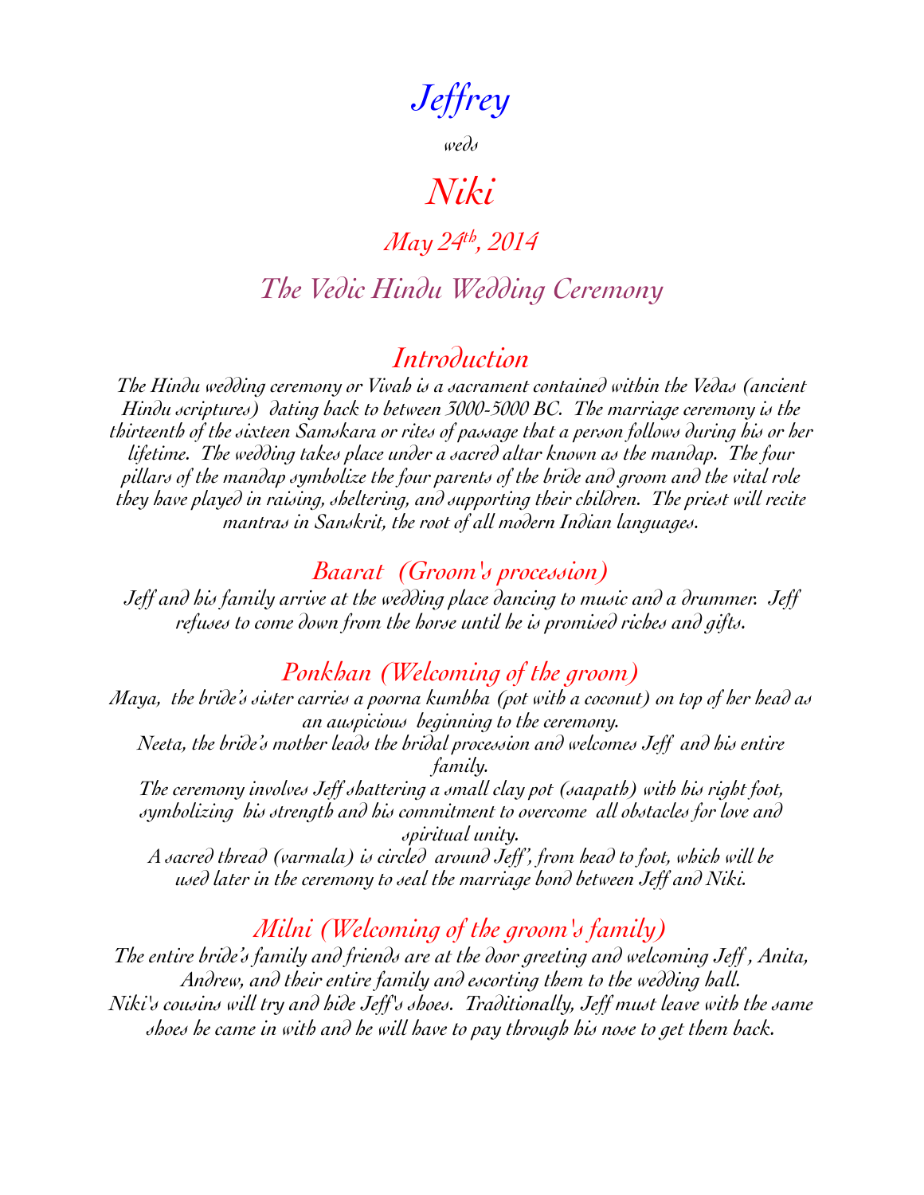# *Jeffrey*

*weds*

# *Niki*

## *May 24th, 2014*

## *The Vedic Hindu Wedding Ceremony*

## *Introduction*

*The Hindu wedding ceremony or Vivah is a sacrament contained within the Vedas (ancient Hindu scriptures) dating back to between 3000-5000 BC. The marriage ceremony is the thirteenth of the sixteen Samskara or rites of passage that a person follows during his or her lifetime. The wedding takes place under a sacred altar known as the mandap. The four pillars of the mandap symbolize the four parents of the bride and groom and the vital role they have played in raising, sheltering, and supporting their children. The priest will recite mantras in Sanskrit, the root of all modern Indian languages.*

## *Baarat (Groom's procession)*

*Jeff and his family arrive at the wedding place dancing to music and a drummer. Jeff refuses to come down from the horse until he is promised riches and gifts.*

## *Ponkhan (Welcoming of the groom)*

*Maya, the bride's sister carries a poorna kumbha (pot with a coconut) on top of her head as an auspicious beginning to the ceremony.*

*Neeta, the bride's mother leads the bridal procession and welcomes Jeff and his entire family.*

*The ceremony involves Jeff shattering a small clay pot (saapath) with his right foot, symbolizing his strength and his commitment to overcome all obstacles for love and spiritual unity.*

*A sacred thread (varmala) is circled around Jeff', from head to foot, which will be used later in the ceremony to seal the marriage bond between Jeff and Niki.*

## *Milni (Welcoming of the groom's family)*

*The entire bride's family and friends are at the door greeting and welcoming Jeff , Anita, Andrew, and their entire family and escorting them to the wedding hall.*

*Niki's cousins will try and hide Jeff's shoes. Traditionally, Jeff must leave with the same shoes he came in with and he will have to pay through his nose to get them back.*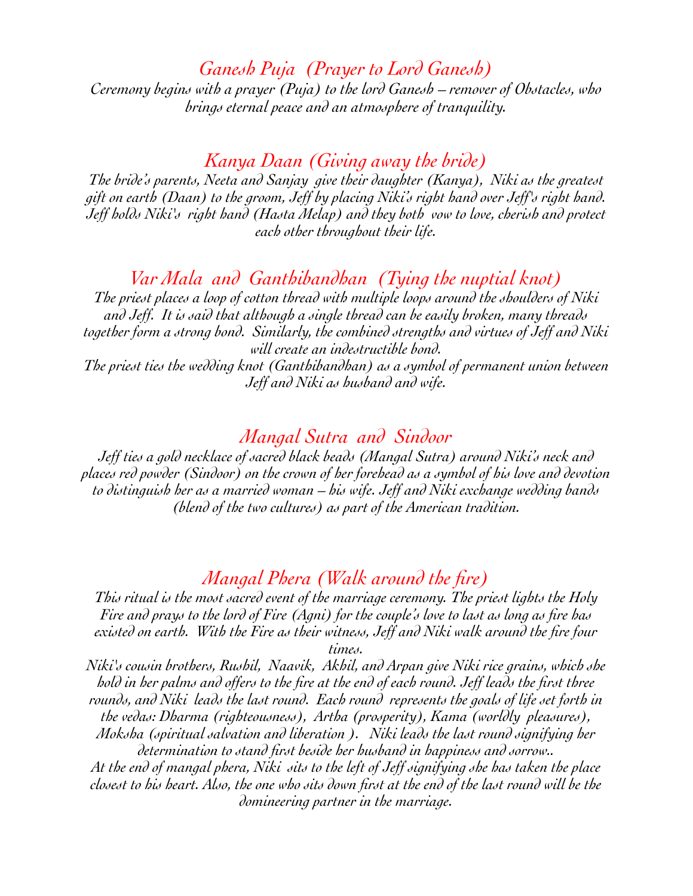## *Ganesh Puja (Prayer to Lord Ganesh)*

*Ceremony begins with a prayer (Puja) to the lord Ganesh – remover of Obstacles, who brings eternal peace and an atmosphere of tranquility.*

## *Kanya Daan (Giving away the bride)*

*The bride's parents, Neeta and Sanjay give their daughter (Kanya), Niki as the greatest gift on earth (Daan) to the groom, Jeff by placing Niki's right hand over Jeff's right hand. Jeff holds Niki's right hand (Hasta Melap) and they both vow to love, cherish and protect each other throughout their life.*

## *Var Mala and Ganthibandhan (Tying the nuptial knot)*

*The priest places a loop of cotton thread with multiple loops around the shoulders of Niki and Jeff. It is said that although a single thread can be easily broken, many threads together form a strong bond. Similarly, the combined strengths and virtues of Jeff and Niki will create an indestructible bond.*

*The priest ties the wedding knot (Ganthibandhan) as a symbol of permanent union between Jeff and Niki as husband and wife.*

## *Mangal Sutra and Sindoor*

*Jeff ties a gold necklace of sacred black beads (Mangal Sutra) around Niki's neck and places red powder (Sindoor) on the crown of her forehead as a symbol of his love and devotion to distinguish her as a married woman – his wife. Jeff and Niki exchange wedding bands (blend of the two cultures) as part of the American tradition.*

## *Mangal Phera (Walk around the fire)*

*This ritual is the most sacred event of the marriage ceremony. The priest lights the Holy Fire and prays to the lord of Fire (Agni) for the couple's love to last as long as fire has existed on earth. With the Fire as their witness, Jeff and Niki walk around the fire four times.*

*Niki's cousin brothers, Rushil, Naavik, Akhil, and Arpan give Niki rice grains, which she hold in her palms and offers to the fire at the end of each round. Jeff leads the first three rounds, and Niki leads the last round. Each round represents the goals of life set forth in the vedas: Dharma (righteousness), Artha (prosperity), Kama (worldly pleasures), Moksha (spiritual salvation and liberation ). Niki leads the last round signifying her determination to stand first beside her husband in happiness and sorrow..*

*At the end of mangal phera, Niki sits to the left of Jeff signifying she has taken the place closest to his heart. Also, the one who sits down first at the end of the last round will be the domineering partner in the marriage.*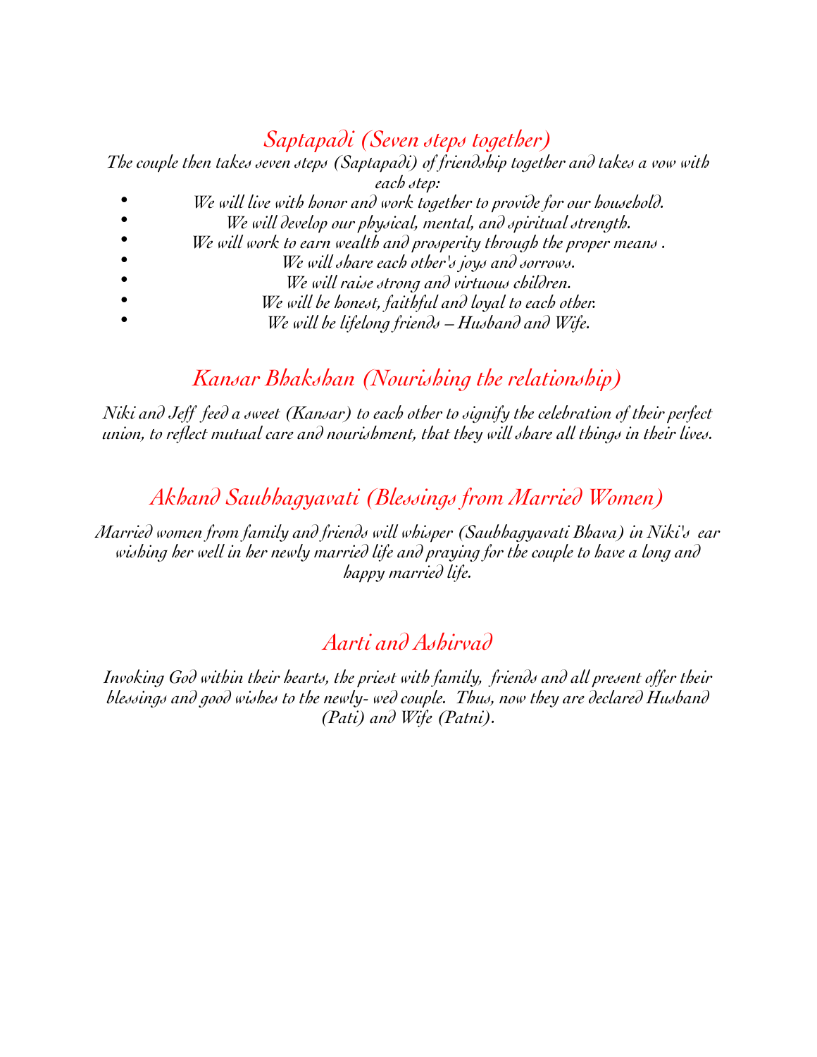## Saptapadi (Seven steps together)

*The couple then takes seven steps (Saptapadi) of friendship together and takes a vow with each step:*

- *We will live with honor and work together to provide for our household.*
- *We will develop our physical, mental, and spiritual strength.*
- *We will work to earn wealth and prosperity through the proper means .*
- *We will share each other's joys and sorrows.*
- *We will raise strong and virtuous children.*
- *We will be honest, faithful and loyal to each other.*
- *We will be lifelong friends – Husband and Wife.*

## Kansar Bhakshan (Nourishing the relationship)

*Niki and Jeff feed a sweet (Kansar) to each other to signify the celebration of their perfect union, to reflect mutual care and nourishment, that they will share all things in their lives.*

## Akhand Saubhagyavati (Blessings from Married Women)

*Married women from family and friends will whisper (Saubhagyavati Bhava) in Niki's ear wishing her well in her newly married life and praying for the couple to have a long and happy married life.*

## Aarti and Ashirvad

*Invoking God within their hearts, the priest with family, friends and all present offer their blessings and good wishes to the newly- wed couple. Thus, now they are declared Husband (Pati) and Wife (Patni).*